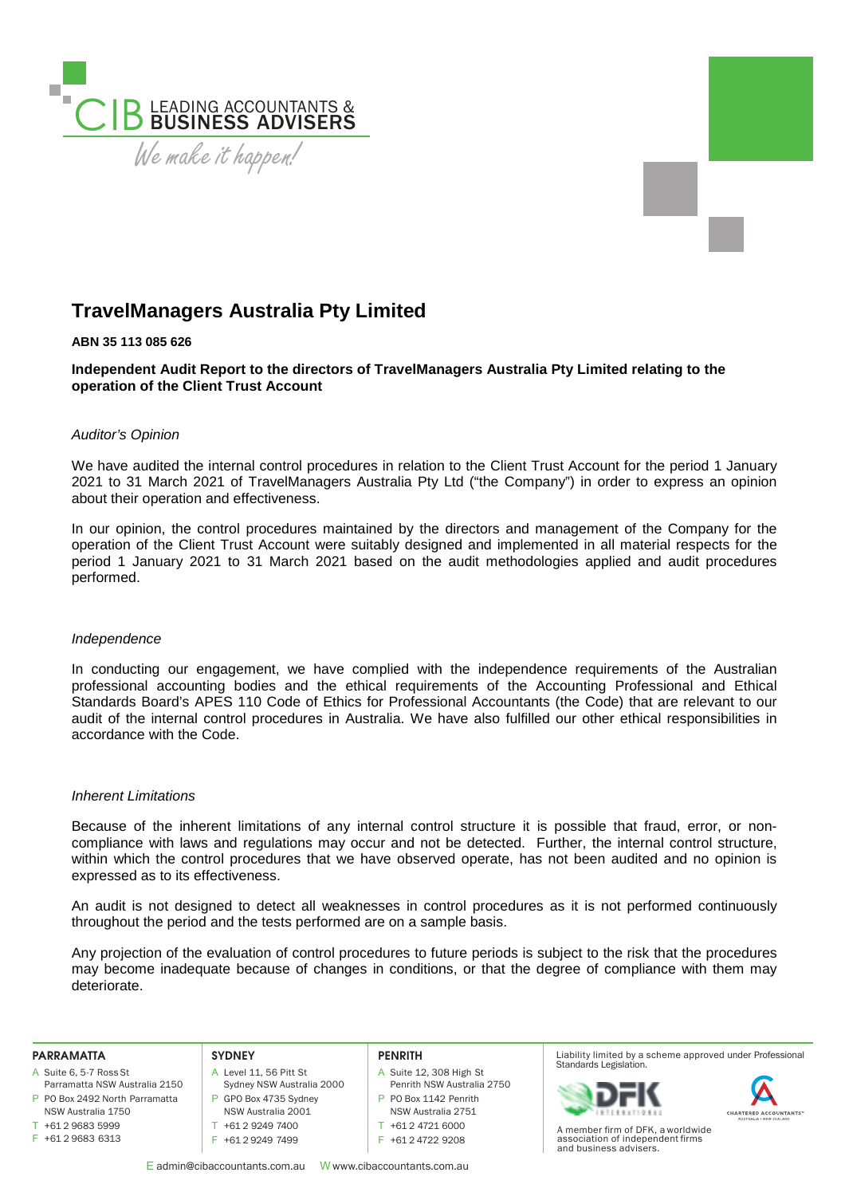# TravelManagers Australia Pty Limited

**ABN 35 113 085 626**

**Independent Audit Report to the directors of TravelManagers Australia Pty Limited relating to the operation of the Client Trust Account**

*Auditor's Opinion*

We have audited the internal control procedures in relation to the Client Trust Account for the period 1 January 2021 to 31 March 2021 of TravelManagers Australia Pty Ltd ("the Company") in order to express an opinion about their operation and effectiveness.

In our opinion, the control procedures maintained by the directors and management of the Company for the operation of the Client Trust Account were suitably designed and implemented in all material respects for the period 1 January 2021 to 31 March 2021 based on the audit methodologies applied and audit procedures performed.

*Independence*

In conducting our engagement, we have complied with the independence requirements of the Australian professional accounting bodies and the ethical requirements of the Accounting Professional and Ethical Standards Board's APES 110 Code of Ethics for Professional Accountants (the Code) that are relevant to our audit of the internal control procedures in Australia. We have also fulfilled our other ethical responsibilities in accordance with the Code.

*Inherent Limitations*

Because of the inherent limitations of any internal control structure it is possible that fraud, error, or non-compliance with laws and regulations may occur and not be detected. Further, the internal control structure, within which the control procedures that we have observed operate, has not been audited and no opinion is expressed as to its effectiveness.

An audit is not designed to detect all weaknesses in control procedures as it is not performed continuously throughout the period and the tests performed are on a sample basis.

Any projection of the evaluation of control procedures to future periods is subject to the risk that the procedures may become inadequate because of changes in conditions, or that the degree of compliance with them may deteriorate.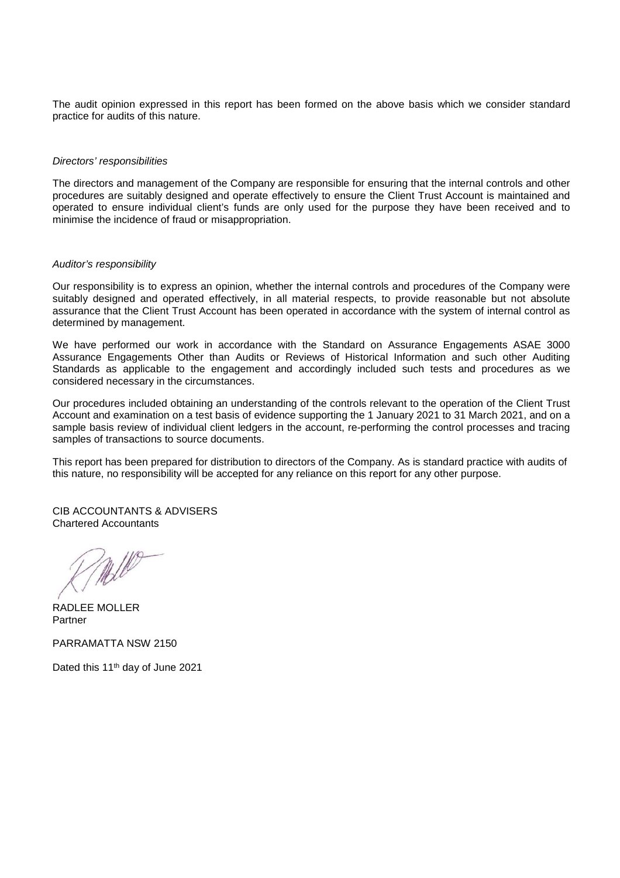The audit opinion expressed in this report has been formed on the above basis which we consider standard practice for audits of this nature.

*Directors' responsibilities*

The directors and management of the Company are responsible for ensuring that the internal controls and other procedures are suitably designed and operate effectively to ensure the Client Trust Account is maintained and operated to ensure individual client's funds are only used for the purpose they have been received and to minimise the incidence of fraud or misappropriation.

*Auditor's responsibility*

Our responsibility is to express an opinion, whether the internal controls and procedures of the Company were suitably designed and operated effectively, in all material respects, to provide reasonable but not absolute assurance that the Client Trust Account has been operated in accordance with the system of internal control as determined by management.

We have performed our work in accordance with the Standard on Assurance Engagements ASAE 3000 Assurance Engagements Other than Audits or Reviews of Historical Information and such other Auditing Standards as applicable to the engagement and accordingly included such tests and procedures as we considered necessary in the circumstances.

Our procedures included obtaining an understanding of the controls relevant to the operation of the Client Trust Account and examination on a test basis of evidence supporting the 1 January 2021 to 31 March 2021, and on a sample basis review of individual client ledgers in the account, re-performing the control processes and tracing samples of transactions to source documents.

This report has been prepared for distribution to directors of the Company. As is standard practice with audits of this nature, no responsibility will be accepted for any reliance on this report for any other purpose.

CIB ACCOUNTANTS & ADVISERS
Chartered Accountants

RADLEE MOLLER
Partner

PARRAMATTA NSW 2150

Dated this 11th day of June 2021